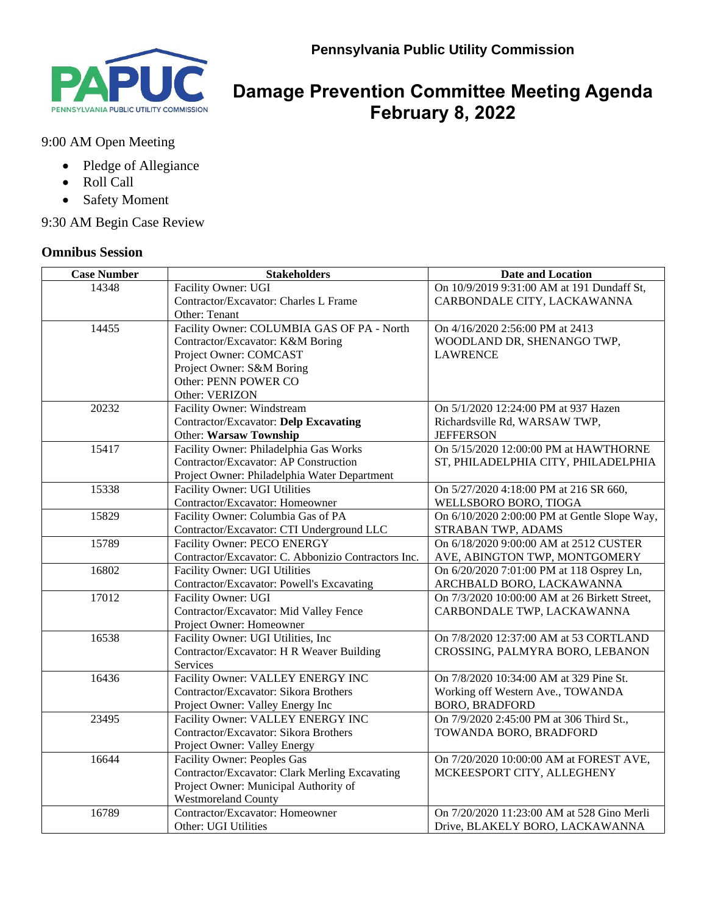Pennsylvania Public Utility Commission

# Damage Prevention Committee Meeting Agenda
# February 8, 2022

9:00 AM Open Meeting

- Pledge of Allegiance
- Roll Call
- Safety Moment

9:30 AM Begin Case Review

## Omnibus Session

| Case Number | Stakeholders | Date and Location |
|---|---|---|
| 14348 | Facility Owner: UGI<br>Contractor/Excavator: Charles L Frame<br>Other: Tenant | On 10/9/2019 9:31:00 AM at 191 Dundaff St, CARBONDALE CITY, LACKAWANNA |
| 14455 | Facility Owner: COLUMBIA GAS OF PA - North<br>Contractor/Excavator: K&M Boring<br>Project Owner: COMCAST<br>Project Owner: S&M Boring<br>Other: PENN POWER CO<br>Other: VERIZON | On 4/16/2020 2:56:00 PM at 2413 WOODLAND DR, SHENANGO TWP, LAWRENCE |
| 20232 | Facility Owner: Windstream<br>Contractor/Excavator: **Delp Excavating**<br>Other: **Warsaw Township** | On 5/1/2020 12:24:00 PM at 937 Hazen Richardsville Rd, WARSAW TWP, JEFFERSON |
| 15417 | Facility Owner: Philadelphia Gas Works<br>Contractor/Excavator: AP Construction<br>Project Owner: Philadelphia Water Department | On 5/15/2020 12:00:00 PM at HAWTHORNE ST, PHILADELPHIA CITY, PHILADELPHIA |
| 15338 | Facility Owner: UGI Utilities<br>Contractor/Excavator: Homeowner | On 5/27/2020 4:18:00 PM at 216 SR 660, WELLSBORO BORO, TIOGA |
| 15829 | Facility Owner: Columbia Gas of PA<br>Contractor/Excavator: CTI Underground LLC | On 6/10/2020 2:00:00 PM at Gentle Slope Way, STRABAN TWP, ADAMS |
| 15789 | Facility Owner: PECO ENERGY<br>Contractor/Excavator: C. Abbonizio Contractors Inc. | On 6/18/2020 9:00:00 AM at 2512 CUSTER AVE, ABINGTON TWP, MONTGOMERY |
| 16802 | Facility Owner: UGI Utilities<br>Contractor/Excavator: Powell's Excavating | On 6/20/2020 7:01:00 PM at 118 Osprey Ln, ARCHBALD BORO, LACKAWANNA |
| 17012 | Facility Owner: UGI<br>Contractor/Excavator: Mid Valley Fence<br>Project Owner: Homeowner | On 7/3/2020 10:00:00 AM at 26 Birkett Street, CARBONDALE TWP, LACKAWANNA |
| 16538 | Facility Owner: UGI Utilities, Inc<br>Contractor/Excavator: H R Weaver Building Services | On 7/8/2020 12:37:00 AM at 53 CORTLAND CROSSING, PALMYRA BORO, LEBANON |
| 16436 | Facility Owner: VALLEY ENERGY INC<br>Contractor/Excavator: Sikora Brothers<br>Project Owner: Valley Energy Inc | On 7/8/2020 10:34:00 AM at 329 Pine St. Working off Western Ave., TOWANDA BORO, BRADFORD |
| 23495 | Facility Owner: VALLEY ENERGY INC<br>Contractor/Excavator: Sikora Brothers<br>Project Owner: Valley Energy | On 7/9/2020 2:45:00 PM at 306 Third St., TOWANDA BORO, BRADFORD |
| 16644 | Facility Owner: Peoples Gas<br>Contractor/Excavator: Clark Merling Excavating<br>Project Owner: Municipal Authority of Westmoreland County | On 7/20/2020 10:00:00 AM at FOREST AVE, MCKEESPORT CITY, ALLEGHENY |
| 16789 | Contractor/Excavator: Homeowner<br>Other: UGI Utilities | On 7/20/2020 11:23:00 AM at 528 Gino Merli Drive, BLAKELY BORO, LACKAWANNA |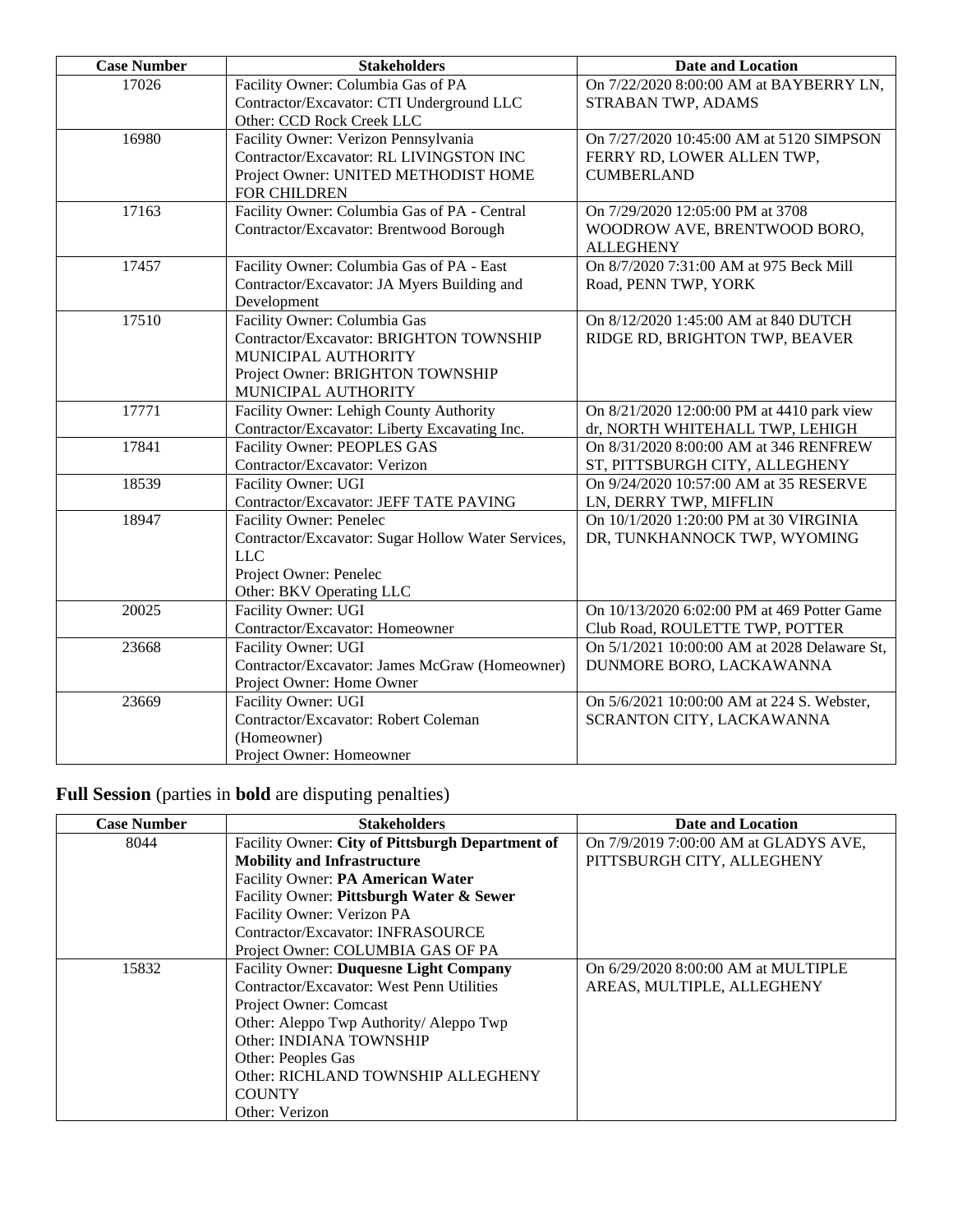| Case Number | Stakeholders | Date and Location |
|---|---|---|
| 17026 | Facility Owner: Columbia Gas of PA<br>Contractor/Excavator: CTI Underground LLC<br>Other: CCD Rock Creek LLC | On 7/22/2020 8:00:00 AM at BAYBERRY LN, STRABAN TWP, ADAMS |
| 16980 | Facility Owner: Verizon Pennsylvania<br>Contractor/Excavator: RL LIVINGSTON INC<br>Project Owner: UNITED METHODIST HOME FOR CHILDREN | On 7/27/2020 10:45:00 AM at 5120 SIMPSON FERRY RD, LOWER ALLEN TWP, CUMBERLAND |
| 17163 | Facility Owner: Columbia Gas of PA - Central<br>Contractor/Excavator: Brentwood Borough | On 7/29/2020 12:05:00 PM at 3708 WOODROW AVE, BRENTWOOD BORO, ALLEGHENY |
| 17457 | Facility Owner: Columbia Gas of PA - East<br>Contractor/Excavator: JA Myers Building and Development | On 8/7/2020 7:31:00 AM at 975 Beck Mill Road, PENN TWP, YORK |
| 17510 | Facility Owner: Columbia Gas<br>Contractor/Excavator: BRIGHTON TOWNSHIP MUNICIPAL AUTHORITY<br>Project Owner: BRIGHTON TOWNSHIP MUNICIPAL AUTHORITY | On 8/12/2020 1:45:00 AM at 840 DUTCH RIDGE RD, BRIGHTON TWP, BEAVER |
| 17771 | Facility Owner: Lehigh County Authority<br>Contractor/Excavator: Liberty Excavating Inc. | On 8/21/2020 12:00:00 PM at 4410 park view dr, NORTH WHITEHALL TWP, LEHIGH |
| 17841 | Facility Owner: PEOPLES GAS<br>Contractor/Excavator: Verizon | On 8/31/2020 8:00:00 AM at 346 RENFREW ST, PITTSBURGH CITY, ALLEGHENY |
| 18539 | Facility Owner: UGI<br>Contractor/Excavator: JEFF TATE PAVING | On 9/24/2020 10:57:00 AM at 35 RESERVE LN, DERRY TWP, MIFFLIN |
| 18947 | Facility Owner: Penelec<br>Contractor/Excavator: Sugar Hollow Water Services, LLC<br>Project Owner: Penelec<br>Other: BKV Operating LLC | On 10/1/2020 1:20:00 PM at 30 VIRGINIA DR, TUNKHANNOCK TWP, WYOMING |
| 20025 | Facility Owner: UGI<br>Contractor/Excavator: Homeowner | On 10/13/2020 6:02:00 PM at 469 Potter Game Club Road, ROULETTE TWP, POTTER |
| 23668 | Facility Owner: UGI<br>Contractor/Excavator: James McGraw (Homeowner)<br>Project Owner: Home Owner | On 5/1/2021 10:00:00 AM at 2028 Delaware St, DUNMORE BORO, LACKAWANNA |
| 23669 | Facility Owner: UGI<br>Contractor/Excavator: Robert Coleman (Homeowner)<br>Project Owner: Homeowner | On 5/6/2021 10:00:00 AM at 224 S. Webster, SCRANTON CITY, LACKAWANNA |

**Full Session** (parties in **bold** are disputing penalties)

| Case Number | Stakeholders | Date and Location |
|---|---|---|
| 8044 | Facility Owner: **City of Pittsburgh Department of Mobility and Infrastructure**<br>Facility Owner: **PA American Water**<br>Facility Owner: **Pittsburgh Water & Sewer**<br>Facility Owner: Verizon PA<br>Contractor/Excavator: INFRASOURCE<br>Project Owner: COLUMBIA GAS OF PA | On 7/9/2019 7:00:00 AM at GLADYS AVE, PITTSBURGH CITY, ALLEGHENY |
| 15832 | Facility Owner: **Duquesne Light Company**<br>Contractor/Excavator: West Penn Utilities<br>Project Owner: Comcast<br>Other: Aleppo Twp Authority/ Aleppo Twp<br>Other: INDIANA TOWNSHIP<br>Other: Peoples Gas<br>Other: RICHLAND TOWNSHIP ALLEGHENY COUNTY<br>Other: Verizon | On 6/29/2020 8:00:00 AM at MULTIPLE AREAS, MULTIPLE, ALLEGHENY |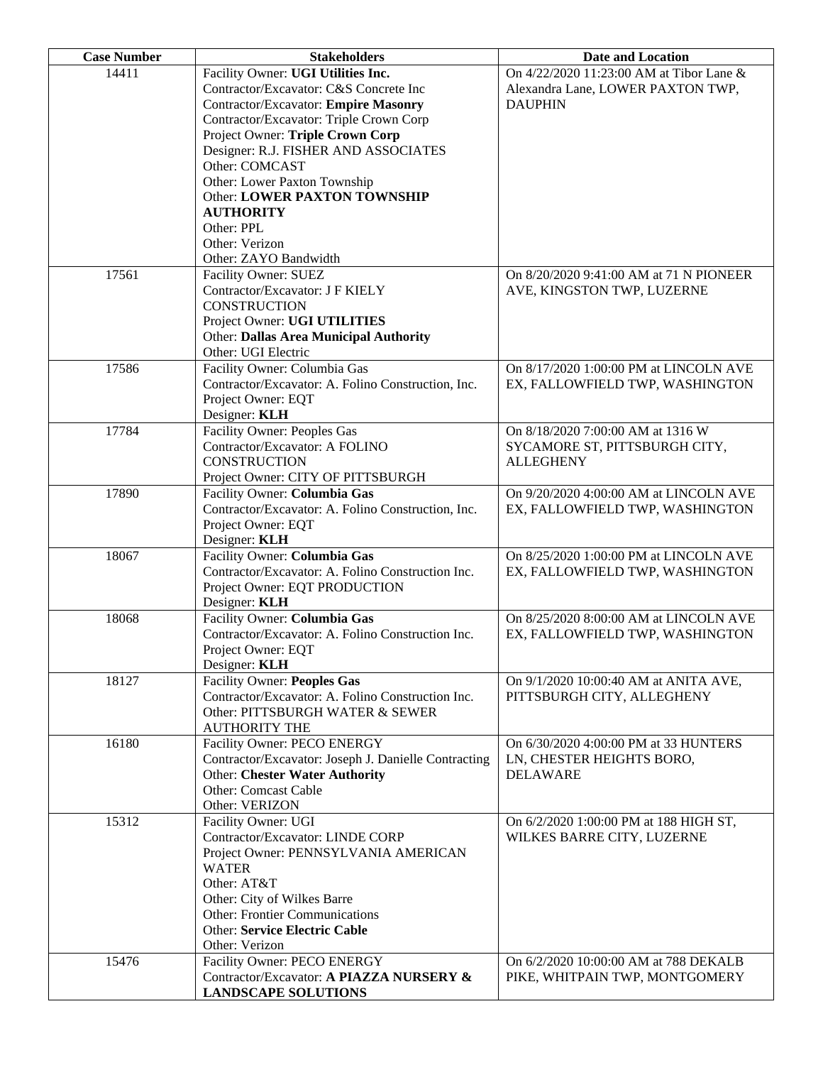| Case Number | Stakeholders | Date and Location |
| --- | --- | --- |
| 14411 | Facility Owner: **UGI Utilities Inc.**<br>Contractor/Excavator: C&S Concrete Inc<br>Contractor/Excavator: **Empire Masonry**<br>Contractor/Excavator: Triple Crown Corp<br>Project Owner: **Triple Crown Corp**<br>Designer: R.J. FISHER AND ASSOCIATES<br>Other: COMCAST<br>Other: Lower Paxton Township<br>Other: **LOWER PAXTON TOWNSHIP AUTHORITY**<br>Other: PPL<br>Other: Verizon<br>Other: ZAYO Bandwidth | On 4/22/2020 11:23:00 AM at Tibor Lane & Alexandra Lane, LOWER PAXTON TWP, DAUPHIN |
| 17561 | Facility Owner: SUEZ<br>Contractor/Excavator: J F KIELY CONSTRUCTION<br>Project Owner: **UGI UTILITIES**<br>Other: **Dallas Area Municipal Authority**<br>Other: UGI Electric | On 8/20/2020 9:41:00 AM at 71 N PIONEER AVE, KINGSTON TWP, LUZERNE |
| 17586 | Facility Owner: Columbia Gas<br>Contractor/Excavator: A. Folino Construction, Inc.<br>Project Owner: EQT<br>Designer: **KLH** | On 8/17/2020 1:00:00 PM at LINCOLN AVE EX, FALLOWFIELD TWP, WASHINGTON |
| 17784 | Facility Owner: Peoples Gas<br>Contractor/Excavator: A FOLINO CONSTRUCTION<br>Project Owner: CITY OF PITTSBURGH | On 8/18/2020 7:00:00 AM at 1316 W SYCAMORE ST, PITTSBURGH CITY, ALLEGHENY |
| 17890 | Facility Owner: **Columbia Gas**<br>Contractor/Excavator: A. Folino Construction, Inc.<br>Project Owner: EQT<br>Designer: **KLH** | On 9/20/2020 4:00:00 AM at LINCOLN AVE EX, FALLOWFIELD TWP, WASHINGTON |
| 18067 | Facility Owner: **Columbia Gas**<br>Contractor/Excavator: A. Folino Construction Inc.<br>Project Owner: EQT PRODUCTION<br>Designer: **KLH** | On 8/25/2020 1:00:00 PM at LINCOLN AVE EX, FALLOWFIELD TWP, WASHINGTON |
| 18068 | Facility Owner: **Columbia Gas**<br>Contractor/Excavator: A. Folino Construction Inc.<br>Project Owner: EQT<br>Designer: **KLH** | On 8/25/2020 8:00:00 AM at LINCOLN AVE EX, FALLOWFIELD TWP, WASHINGTON |
| 18127 | Facility Owner: **Peoples Gas**<br>Contractor/Excavator: A. Folino Construction Inc.<br>Other: PITTSBURGH WATER & SEWER AUTHORITY THE | On 9/1/2020 10:00:40 AM at ANITA AVE, PITTSBURGH CITY, ALLEGHENY |
| 16180 | Facility Owner: PECO ENERGY<br>Contractor/Excavator: Joseph J. Danielle Contracting<br>Other: **Chester Water Authority**<br>Other: Comcast Cable<br>Other: VERIZON | On 6/30/2020 4:00:00 PM at 33 HUNTERS LN, CHESTER HEIGHTS BORO, DELAWARE |
| 15312 | Facility Owner: UGI<br>Contractor/Excavator: LINDE CORP<br>Project Owner: PENNSYLVANIA AMERICAN WATER<br>Other: AT&T<br>Other: City of Wilkes Barre<br>Other: Frontier Communications<br>Other: **Service Electric Cable**<br>Other: Verizon | On 6/2/2020 1:00:00 PM at 188 HIGH ST, WILKES BARRE CITY, LUZERNE |
| 15476 | Facility Owner: PECO ENERGY<br>Contractor/Excavator: **A PIAZZA NURSERY & LANDSCAPE SOLUTIONS** | On 6/2/2020 10:00:00 AM at 788 DEKALB PIKE, WHITPAIN TWP, MONTGOMERY |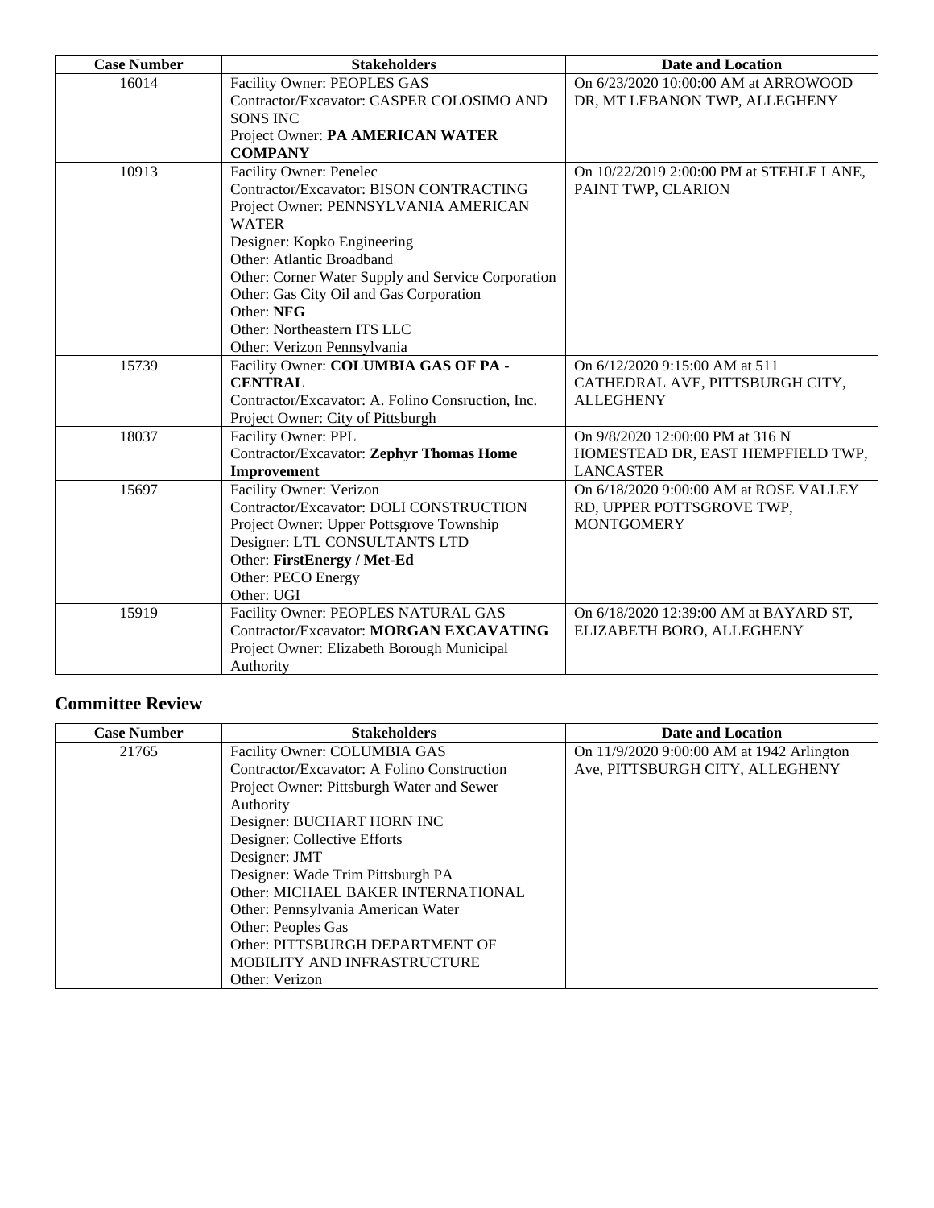| Case Number | Stakeholders | Date and Location |
|---|---|---|
| 16014 | Facility Owner: PEOPLES GAS<br>Contractor/Excavator: CASPER COLOSIMO AND SONS INC<br>Project Owner: **PA AMERICAN WATER COMPANY** | On 6/23/2020 10:00:00 AM at ARROWOOD DR, MT LEBANON TWP, ALLEGHENY |
| 10913 | Facility Owner: Penelec<br>Contractor/Excavator: BISON CONTRACTING<br>Project Owner: PENNSYLVANIA AMERICAN WATER<br>Designer: Kopko Engineering<br>Other: Atlantic Broadband<br>Other: Corner Water Supply and Service Corporation<br>Other: Gas City Oil and Gas Corporation<br>Other: **NFG**<br>Other: Northeastern ITS LLC<br>Other: Verizon Pennsylvania | On 10/22/2019 2:00:00 PM at STEHLE LANE, PAINT TWP, CLARION |
| 15739 | Facility Owner: **COLUMBIA GAS OF PA - CENTRAL**<br>Contractor/Excavator: A. Folino Consruction, Inc.<br>Project Owner: City of Pittsburgh | On 6/12/2020 9:15:00 AM at 511 CATHEDRAL AVE, PITTSBURGH CITY, ALLEGHENY |
| 18037 | Facility Owner: PPL<br>Contractor/Excavator: **Zephyr Thomas Home Improvement** | On 9/8/2020 12:00:00 PM at 316 N HOMESTEAD DR, EAST HEMPFIELD TWP, LANCASTER |
| 15697 | Facility Owner: Verizon<br>Contractor/Excavator: DOLI CONSTRUCTION<br>Project Owner: Upper Pottsgrove Township<br>Designer: LTL CONSULTANTS LTD<br>Other: **FirstEnergy / Met-Ed**<br>Other: PECO Energy<br>Other: UGI | On 6/18/2020 9:00:00 AM at ROSE VALLEY RD, UPPER POTTSGROVE TWP, MONTGOMERY |
| 15919 | Facility Owner: PEOPLES NATURAL GAS<br>Contractor/Excavator: **MORGAN EXCAVATING**<br>Project Owner: Elizabeth Borough Municipal Authority | On 6/18/2020 12:39:00 AM at BAYARD ST, ELIZABETH BORO, ALLEGHENY |

## Committee Review

| Case Number | Stakeholders | Date and Location |
|---|---|---|
| 21765 | Facility Owner: COLUMBIA GAS<br>Contractor/Excavator: A Folino Construction<br>Project Owner: Pittsburgh Water and Sewer Authority<br>Designer: BUCHART HORN INC<br>Designer: Collective Efforts<br>Designer: JMT<br>Designer: Wade Trim Pittsburgh PA<br>Other: MICHAEL BAKER INTERNATIONAL<br>Other: Pennsylvania American Water<br>Other: Peoples Gas<br>Other: PITTSBURGH DEPARTMENT OF MOBILITY AND INFRASTRUCTURE<br>Other: Verizon | On 11/9/2020 9:00:00 AM at 1942 Arlington Ave, PITTSBURGH CITY, ALLEGHENY |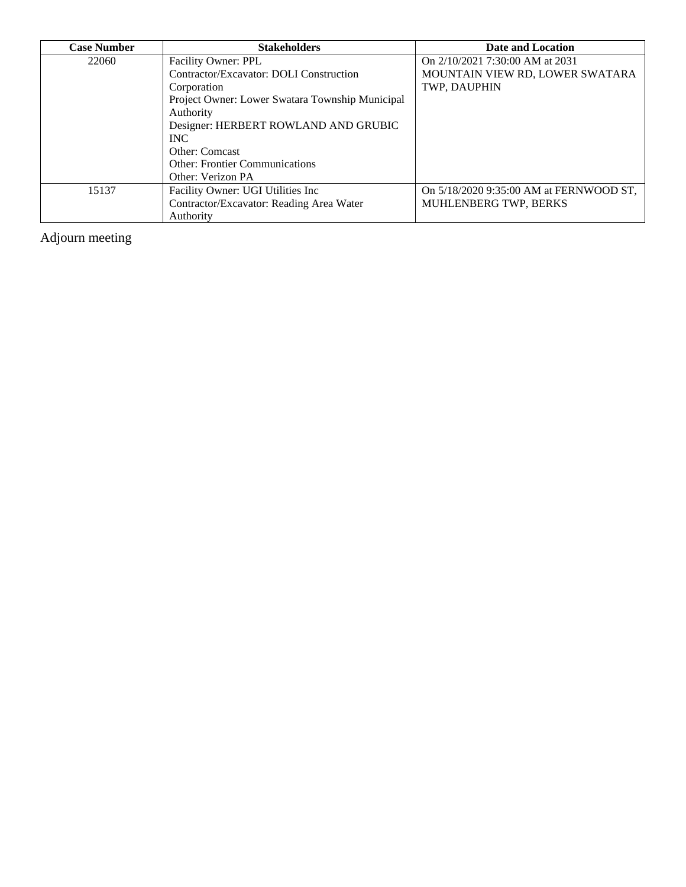| Case Number | Stakeholders | Date and Location |
|---|---|---|
| 22060 | Facility Owner: PPL<br>Contractor/Excavator: DOLI Construction Corporation<br>Project Owner: Lower Swatara Township Municipal Authority<br>Designer: HERBERT ROWLAND AND GRUBIC INC<br>Other: Comcast<br>Other: Frontier Communications<br>Other: Verizon PA | On 2/10/2021 7:30:00 AM at 2031 MOUNTAIN VIEW RD, LOWER SWATARA TWP, DAUPHIN |
| 15137 | Facility Owner: UGI Utilities Inc<br>Contractor/Excavator: Reading Area Water Authority | On 5/18/2020 9:35:00 AM at FERNWOOD ST, MUHLENBERG TWP, BERKS |

Adjourn meeting